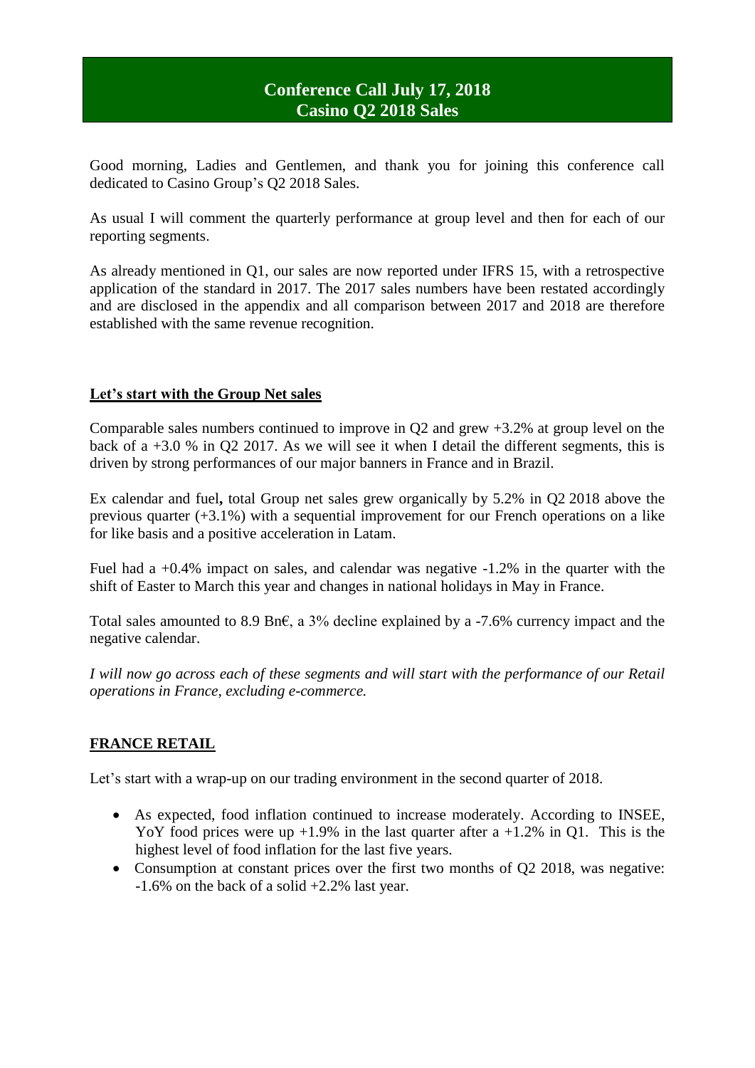# Conference Call July 17, 2018
# Casino Q2 2018 Sales

Good morning, Ladies and Gentlemen, and thank you for joining this conference call dedicated to Casino Group's Q2 2018 Sales.

As usual I will comment the quarterly performance at group level and then for each of our reporting segments.

As already mentioned in Q1, our sales are now reported under IFRS 15, with a retrospective application of the standard in 2017. The 2017 sales numbers have been restated accordingly and are disclosed in the appendix and all comparison between 2017 and 2018 are therefore established with the same revenue recognition.

## Let's start with the Group Net sales

Comparable sales numbers continued to improve in Q2 and grew +3.2% at group level on the back of a +3.0 % in Q2 2017. As we will see it when I detail the different segments, this is driven by strong performances of our major banners in France and in Brazil.

Ex calendar and fuel**,** total Group net sales grew organically by 5.2% in Q2 2018 above the previous quarter (+3.1%) with a sequential improvement for our French operations on a like for like basis and a positive acceleration in Latam.

Fuel had a +0.4% impact on sales, and calendar was negative -1.2% in the quarter with the shift of Easter to March this year and changes in national holidays in May in France.

Total sales amounted to 8.9 Bn€, a 3% decline explained by a -7.6% currency impact and the negative calendar.

*I will now go across each of these segments and will start with the performance of our Retail operations in France, excluding e-commerce.*

## FRANCE RETAIL

Let's start with a wrap-up on our trading environment in the second quarter of 2018.

- As expected, food inflation continued to increase moderately. According to INSEE, YoY food prices were up +1.9% in the last quarter after a +1.2% in Q1. This is the highest level of food inflation for the last five years.
- Consumption at constant prices over the first two months of Q2 2018, was negative: -1.6% on the back of a solid +2.2% last year.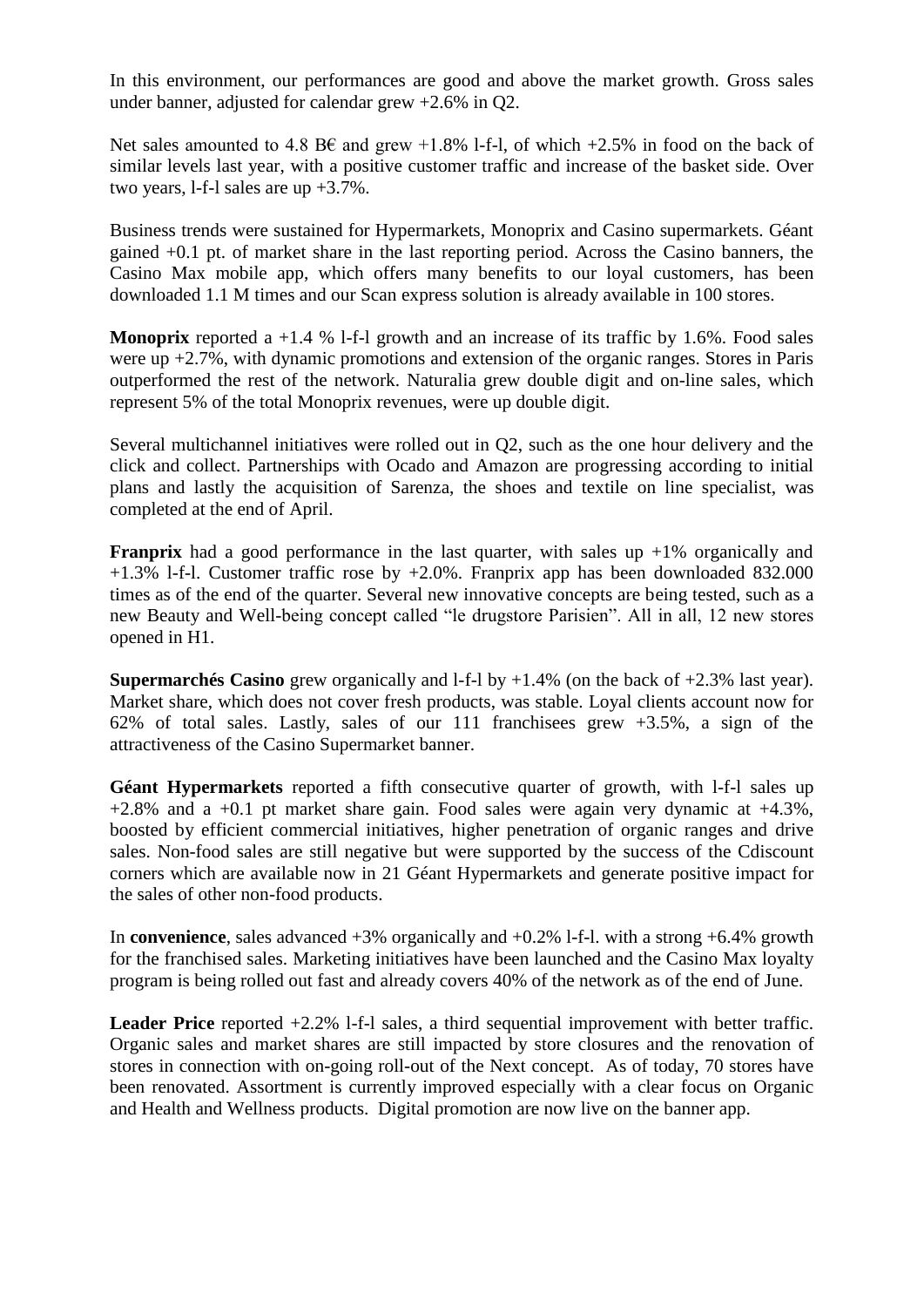In this environment, our performances are good and above the market growth. Gross sales under banner, adjusted for calendar grew +2.6% in Q2.

Net sales amounted to 4.8 B€ and grew +1.8% l-f-l, of which +2.5% in food on the back of similar levels last year, with a positive customer traffic and increase of the basket side. Over two years, l-f-l sales are up +3.7%.

Business trends were sustained for Hypermarkets, Monoprix and Casino supermarkets. Géant gained +0.1 pt. of market share in the last reporting period. Across the Casino banners, the Casino Max mobile app, which offers many benefits to our loyal customers, has been downloaded 1.1 M times and our Scan express solution is already available in 100 stores.

**Monoprix** reported a +1.4 % l-f-l growth and an increase of its traffic by 1.6%. Food sales were up +2.7%, with dynamic promotions and extension of the organic ranges. Stores in Paris outperformed the rest of the network. Naturalia grew double digit and on-line sales, which represent 5% of the total Monoprix revenues, were up double digit.

Several multichannel initiatives were rolled out in Q2, such as the one hour delivery and the click and collect. Partnerships with Ocado and Amazon are progressing according to initial plans and lastly the acquisition of Sarenza, the shoes and textile on line specialist, was completed at the end of April.

**Franprix** had a good performance in the last quarter, with sales up +1% organically and +1.3% l-f-l. Customer traffic rose by +2.0%. Franprix app has been downloaded 832.000 times as of the end of the quarter. Several new innovative concepts are being tested, such as a new Beauty and Well-being concept called "le drugstore Parisien". All in all, 12 new stores opened in H1.

**Supermarchés Casino** grew organically and l-f-l by +1.4% (on the back of +2.3% last year). Market share, which does not cover fresh products, was stable. Loyal clients account now for 62% of total sales. Lastly, sales of our 111 franchisees grew +3.5%, a sign of the attractiveness of the Casino Supermarket banner.

**Géant Hypermarkets** reported a fifth consecutive quarter of growth, with l-f-l sales up +2.8% and a +0.1 pt market share gain. Food sales were again very dynamic at +4.3%, boosted by efficient commercial initiatives, higher penetration of organic ranges and drive sales. Non-food sales are still negative but were supported by the success of the Cdiscount corners which are available now in 21 Géant Hypermarkets and generate positive impact for the sales of other non-food products.

In **convenience**, sales advanced +3% organically and +0.2% l-f-l. with a strong +6.4% growth for the franchised sales. Marketing initiatives have been launched and the Casino Max loyalty program is being rolled out fast and already covers 40% of the network as of the end of June.

**Leader Price** reported +2.2% l-f-l sales, a third sequential improvement with better traffic. Organic sales and market shares are still impacted by store closures and the renovation of stores in connection with on-going roll-out of the Next concept. As of today, 70 stores have been renovated. Assortment is currently improved especially with a clear focus on Organic and Health and Wellness products. Digital promotion are now live on the banner app.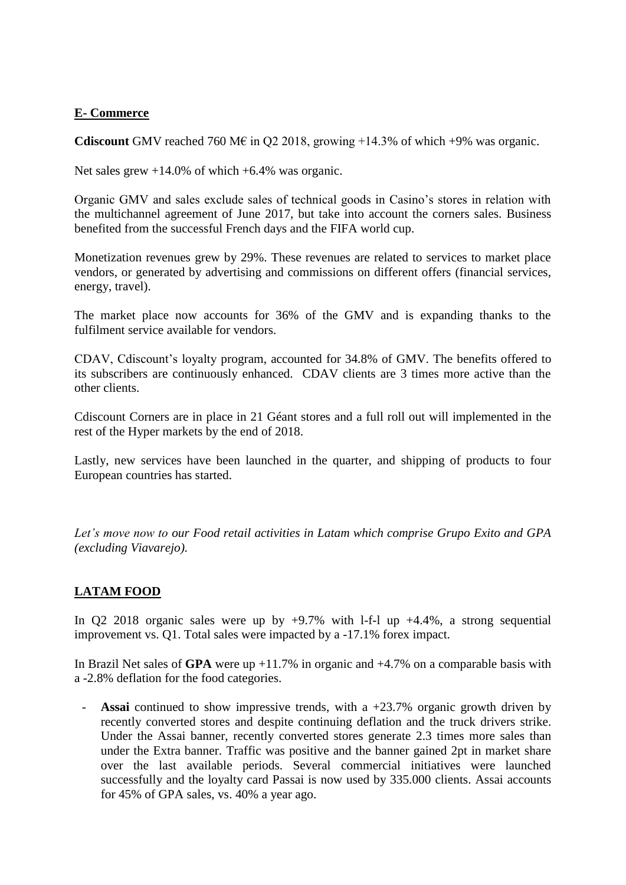## E- Commerce

**Cdiscount** GMV reached 760 M€ in Q2 2018, growing +14.3% of which +9% was organic.

Net sales grew +14.0% of which +6.4% was organic.

Organic GMV and sales exclude sales of technical goods in Casino's stores in relation with the multichannel agreement of June 2017, but take into account the corners sales. Business benefited from the successful French days and the FIFA world cup.

Monetization revenues grew by 29%. These revenues are related to services to market place vendors, or generated by advertising and commissions on different offers (financial services, energy, travel).

The market place now accounts for 36% of the GMV and is expanding thanks to the fulfilment service available for vendors.

CDAV, Cdiscount's loyalty program, accounted for 34.8% of GMV. The benefits offered to its subscribers are continuously enhanced. CDAV clients are 3 times more active than the other clients.

Cdiscount Corners are in place in 21 Géant stores and a full roll out will implemented in the rest of the Hyper markets by the end of 2018.

Lastly, new services have been launched in the quarter, and shipping of products to four European countries has started.

*Let's move now to our Food retail activities in Latam which comprise Grupo Exito and GPA (excluding Viavarejo).*

## LATAM FOOD

In Q2 2018 organic sales were up by +9.7% with l-f-l up +4.4%, a strong sequential improvement vs. Q1. Total sales were impacted by a -17.1% forex impact.

In Brazil Net sales of **GPA** were up +11.7% in organic and +4.7% on a comparable basis with a -2.8% deflation for the food categories.

- **Assai** continued to show impressive trends, with a +23.7% organic growth driven by recently converted stores and despite continuing deflation and the truck drivers strike. Under the Assai banner, recently converted stores generate 2.3 times more sales than under the Extra banner. Traffic was positive and the banner gained 2pt in market share over the last available periods. Several commercial initiatives were launched successfully and the loyalty card Passai is now used by 335.000 clients. Assai accounts for 45% of GPA sales, vs. 40% a year ago.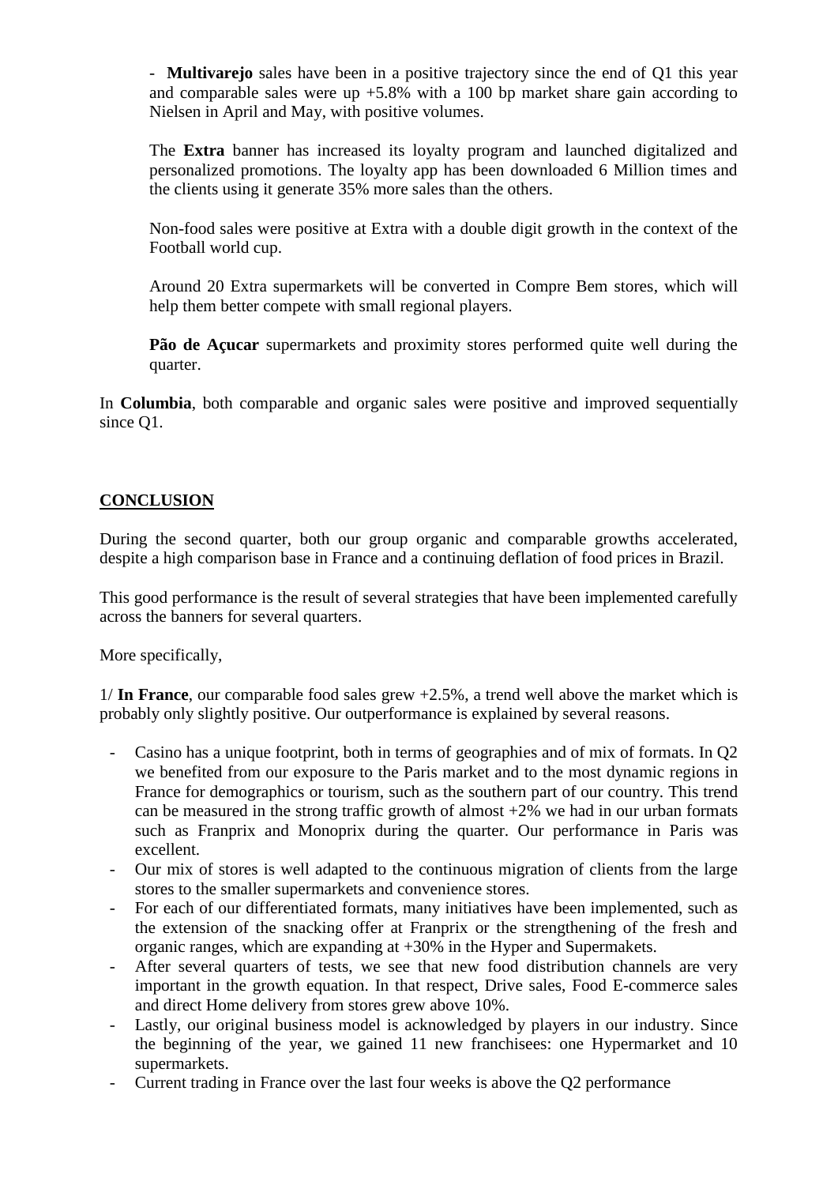- **Multivarejo** sales have been in a positive trajectory since the end of Q1 this year and comparable sales were up +5.8% with a 100 bp market share gain according to Nielsen in April and May, with positive volumes.

  The **Extra** banner has increased its loyalty program and launched digitalized and personalized promotions. The loyalty app has been downloaded 6 Million times and the clients using it generate 35% more sales than the others.

  Non-food sales were positive at Extra with a double digit growth in the context of the Football world cup.

  Around 20 Extra supermarkets will be converted in Compre Bem stores, which will help them better compete with small regional players.

  **Pão de Açucar** supermarkets and proximity stores performed quite well during the quarter.

In **Columbia**, both comparable and organic sales were positive and improved sequentially since Q1.

## CONCLUSION

During the second quarter, both our group organic and comparable growths accelerated, despite a high comparison base in France and a continuing deflation of food prices in Brazil.

This good performance is the result of several strategies that have been implemented carefully across the banners for several quarters.

More specifically,

1/ **In France**, our comparable food sales grew +2.5%, a trend well above the market which is probably only slightly positive. Our outperformance is explained by several reasons.

- Casino has a unique footprint, both in terms of geographies and of mix of formats. In Q2 we benefited from our exposure to the Paris market and to the most dynamic regions in France for demographics or tourism, such as the southern part of our country. This trend can be measured in the strong traffic growth of almost +2% we had in our urban formats such as Franprix and Monoprix during the quarter. Our performance in Paris was excellent.
- Our mix of stores is well adapted to the continuous migration of clients from the large stores to the smaller supermarkets and convenience stores.
- For each of our differentiated formats, many initiatives have been implemented, such as the extension of the snacking offer at Franprix or the strengthening of the fresh and organic ranges, which are expanding at +30% in the Hyper and Supermakets.
- After several quarters of tests, we see that new food distribution channels are very important in the growth equation. In that respect, Drive sales, Food E-commerce sales and direct Home delivery from stores grew above 10%.
- Lastly, our original business model is acknowledged by players in our industry. Since the beginning of the year, we gained 11 new franchisees: one Hypermarket and 10 supermarkets.
- Current trading in France over the last four weeks is above the Q2 performance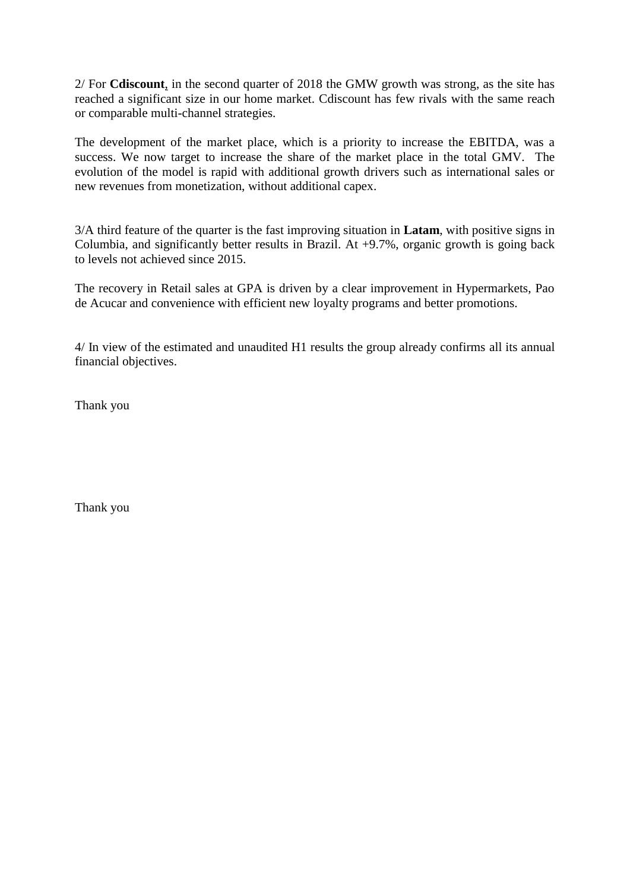2/ For **Cdiscount**, in the second quarter of 2018 the GMW growth was strong, as the site has reached a significant size in our home market. Cdiscount has few rivals with the same reach or comparable multi-channel strategies.

The development of the market place, which is a priority to increase the EBITDA, was a success. We now target to increase the share of the market place in the total GMV. The evolution of the model is rapid with additional growth drivers such as international sales or new revenues from monetization, without additional capex.

3/A third feature of the quarter is the fast improving situation in **Latam**, with positive signs in Columbia, and significantly better results in Brazil. At +9.7%, organic growth is going back to levels not achieved since 2015.

The recovery in Retail sales at GPA is driven by a clear improvement in Hypermarkets, Pao de Acucar and convenience with efficient new loyalty programs and better promotions.

4/ In view of the estimated and unaudited H1 results the group already confirms all its annual financial objectives.

Thank you

Thank you